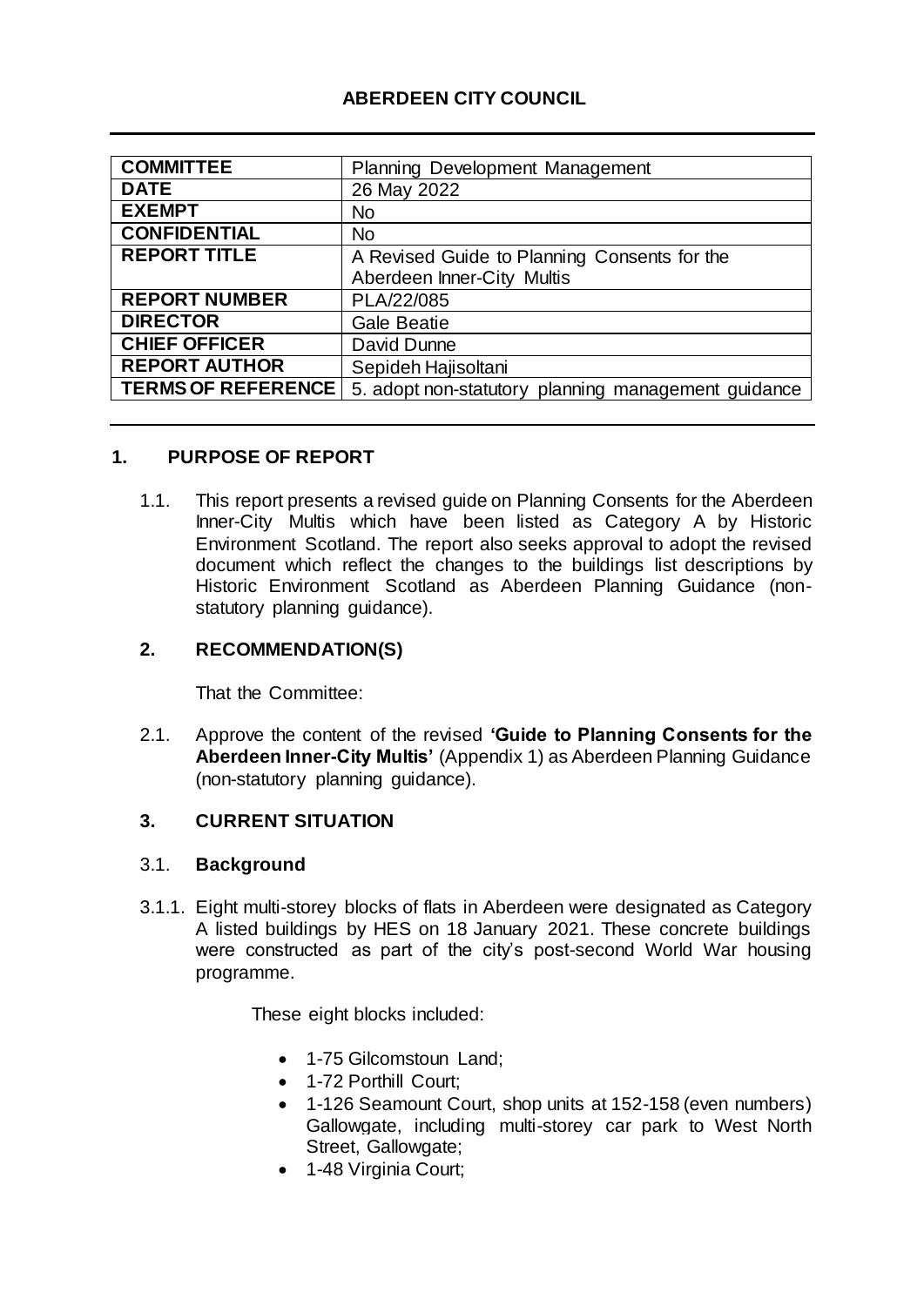# ABERDEEN CITY COUNCIL

| COMMITTEE | Planning Development Management |
|---|---|
| DATE | 26 May 2022 |
| EXEMPT | No |
| CONFIDENTIAL | No |
| REPORT TITLE | A Revised Guide to Planning Consents for the Aberdeen Inner-City Multis |
| REPORT NUMBER | PLA/22/085 |
| DIRECTOR | Gale Beatie |
| CHIEF OFFICER | David Dunne |
| REPORT AUTHOR | Sepideh Hajisoltani |
| TERMS OF REFERENCE | 5. adopt non-statutory planning management guidance |

## 1. PURPOSE OF REPORT

1.1. This report presents a revised guide on Planning Consents for the Aberdeen Inner-City Multis which have been listed as Category A by Historic Environment Scotland. The report also seeks approval to adopt the revised document which reflect the changes to the buildings list descriptions by Historic Environment Scotland as Aberdeen Planning Guidance (non-statutory planning guidance).

## 2. RECOMMENDATION(S)

That the Committee:

2.1. Approve the content of the revised **'Guide to Planning Consents for the Aberdeen Inner-City Multis'** (Appendix 1) as Aberdeen Planning Guidance (non-statutory planning guidance).

## 3. CURRENT SITUATION

### 3.1. Background

3.1.1. Eight multi-storey blocks of flats in Aberdeen were designated as Category A listed buildings by HES on 18 January 2021. These concrete buildings were constructed as part of the city's post-second World War housing programme.

These eight blocks included:

- 1-75 Gilcomstoun Land;
- 1-72 Porthill Court;
- 1-126 Seamount Court, shop units at 152-158 (even numbers) Gallowgate, including multi-storey car park to West North Street, Gallowgate;
- 1-48 Virginia Court;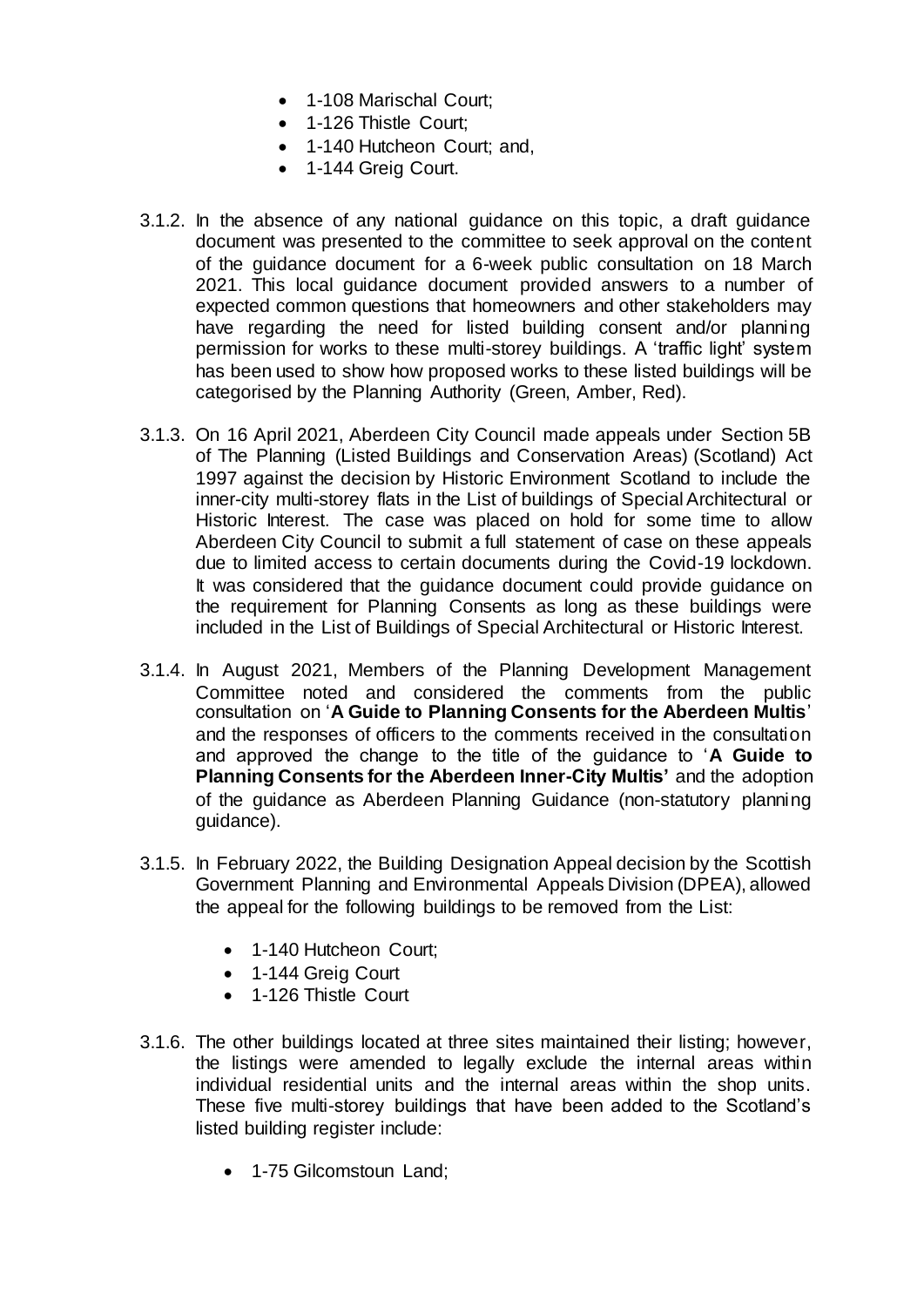- 1-108 Marischal Court;
- 1-126 Thistle Court;
- 1-140 Hutcheon Court; and,
- 1-144 Greig Court.

3.1.2. In the absence of any national guidance on this topic, a draft guidance document was presented to the committee to seek approval on the content of the guidance document for a 6-week public consultation on 18 March 2021. This local guidance document provided answers to a number of expected common questions that homeowners and other stakeholders may have regarding the need for listed building consent and/or planning permission for works to these multi-storey buildings. A 'traffic light' system has been used to show how proposed works to these listed buildings will be categorised by the Planning Authority (Green, Amber, Red).

3.1.3. On 16 April 2021, Aberdeen City Council made appeals under Section 5B of The Planning (Listed Buildings and Conservation Areas) (Scotland) Act 1997 against the decision by Historic Environment Scotland to include the inner-city multi-storey flats in the List of buildings of Special Architectural or Historic Interest. The case was placed on hold for some time to allow Aberdeen City Council to submit a full statement of case on these appeals due to limited access to certain documents during the Covid-19 lockdown. It was considered that the guidance document could provide guidance on the requirement for Planning Consents as long as these buildings were included in the List of Buildings of Special Architectural or Historic Interest.

3.1.4. In August 2021, Members of the Planning Development Management Committee noted and considered the comments from the public consultation on '**A Guide to Planning Consents for the Aberdeen Multis**' and the responses of officers to the comments received in the consultation and approved the change to the title of the guidance to '**A Guide to Planning Consents for the Aberdeen Inner-City Multis'** and the adoption of the guidance as Aberdeen Planning Guidance (non-statutory planning guidance).

3.1.5. In February 2022, the Building Designation Appeal decision by the Scottish Government Planning and Environmental Appeals Division (DPEA), allowed the appeal for the following buildings to be removed from the List:

- 1-140 Hutcheon Court;
- 1-144 Greig Court
- 1-126 Thistle Court

3.1.6. The other buildings located at three sites maintained their listing; however, the listings were amended to legally exclude the internal areas within individual residential units and the internal areas within the shop units. These five multi-storey buildings that have been added to the Scotland's listed building register include:

- 1-75 Gilcomstoun Land;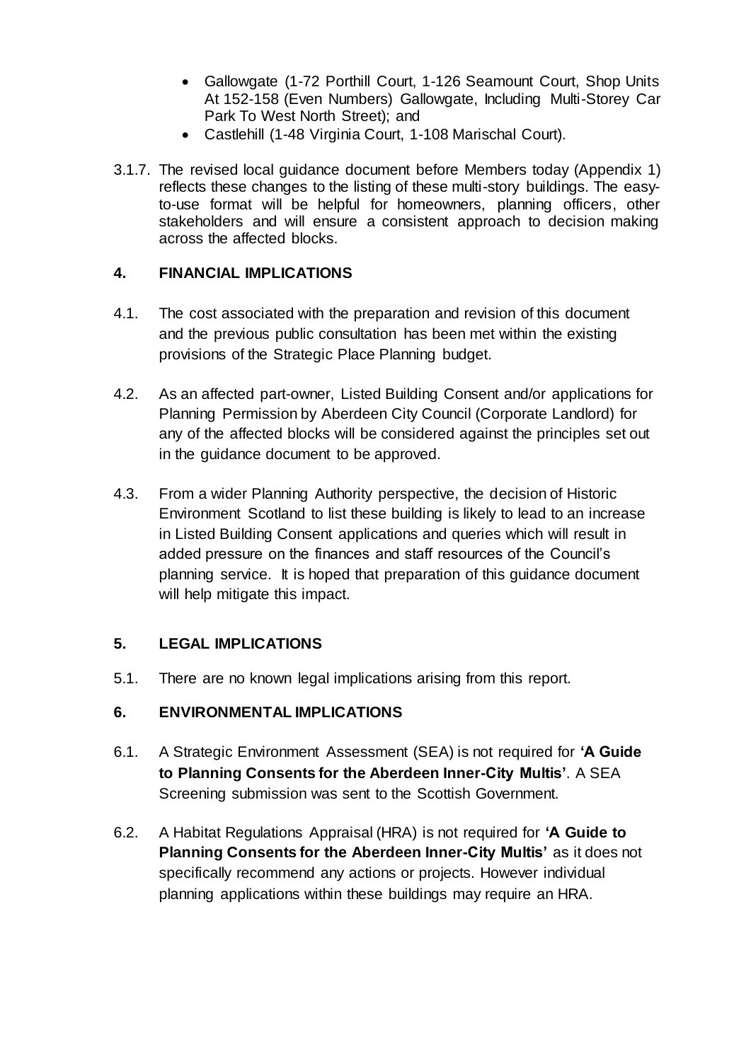- Gallowgate (1-72 Porthill Court, 1-126 Seamount Court, Shop Units At 152-158 (Even Numbers) Gallowgate, Including Multi-Storey Car Park To West North Street); and
- Castlehill (1-48 Virginia Court, 1-108 Marischal Court).

3.1.7. The revised local guidance document before Members today (Appendix 1) reflects these changes to the listing of these multi-story buildings. The easy-to-use format will be helpful for homeowners, planning officers, other stakeholders and will ensure a consistent approach to decision making across the affected blocks.

## 4. FINANCIAL IMPLICATIONS

4.1. The cost associated with the preparation and revision of this document and the previous public consultation has been met within the existing provisions of the Strategic Place Planning budget.

4.2. As an affected part-owner, Listed Building Consent and/or applications for Planning Permission by Aberdeen City Council (Corporate Landlord) for any of the affected blocks will be considered against the principles set out in the guidance document to be approved.

4.3. From a wider Planning Authority perspective, the decision of Historic Environment Scotland to list these building is likely to lead to an increase in Listed Building Consent applications and queries which will result in added pressure on the finances and staff resources of the Council's planning service. It is hoped that preparation of this guidance document will help mitigate this impact.

## 5. LEGAL IMPLICATIONS

5.1. There are no known legal implications arising from this report.

## 6. ENVIRONMENTAL IMPLICATIONS

6.1. A Strategic Environment Assessment (SEA) is not required for **'A Guide to Planning Consents for the Aberdeen Inner-City Multis'**. A SEA Screening submission was sent to the Scottish Government.

6.2. A Habitat Regulations Appraisal (HRA) is not required for **'A Guide to Planning Consents for the Aberdeen Inner-City Multis'** as it does not specifically recommend any actions or projects. However individual planning applications within these buildings may require an HRA.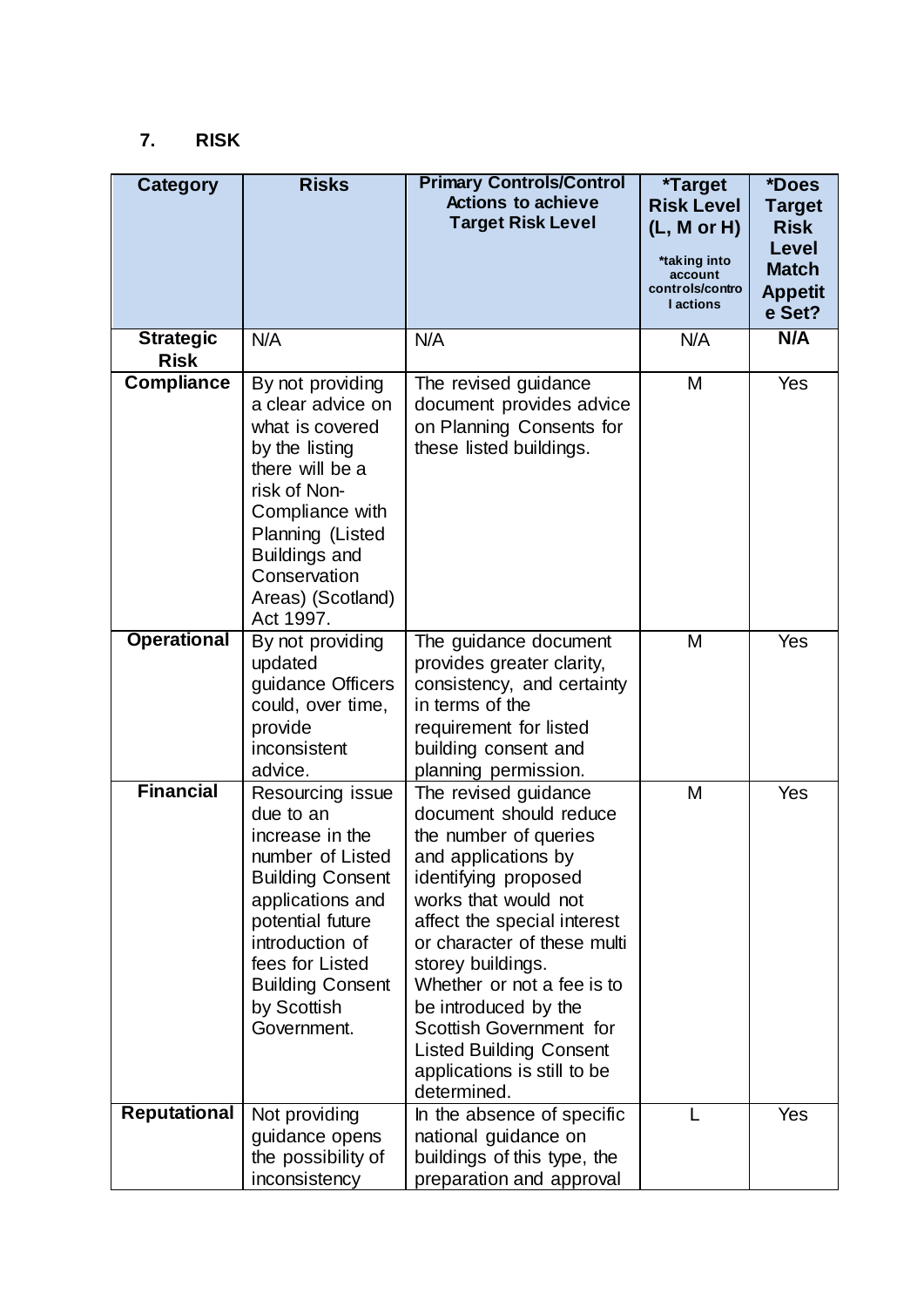## 7. RISK

| Category | Risks | Primary Controls/Control Actions to achieve Target Risk Level | *Target Risk Level (L, M or H) *taking into account controls/control actions | *Does Target Risk Level Match Appetite Set? |
|---|---|---|---|---|
| **Strategic Risk** | N/A | N/A | N/A | **N/A** |
| **Compliance** | By not providing a clear advice on what is covered by the listing there will be a risk of Non-Compliance with Planning (Listed Buildings and Conservation Areas) (Scotland) Act 1997. | The revised guidance document provides advice on Planning Consents for these listed buildings. | M | Yes |
| **Operational** | By not providing updated guidance Officers could, over time, provide inconsistent advice. | The guidance document provides greater clarity, consistency, and certainty in terms of the requirement for listed building consent and planning permission. | M | Yes |
| **Financial** | Resourcing issue due to an increase in the number of Listed Building Consent applications and potential future introduction of fees for Listed Building Consent by Scottish Government. | The revised guidance document should reduce the number of queries and applications by identifying proposed works that would not affect the special interest or character of these multi storey buildings. Whether or not a fee is to be introduced by the Scottish Government for Listed Building Consent applications is still to be determined. | M | Yes |
| **Reputational** | Not providing guidance opens the possibility of inconsistency | In the absence of specific national guidance on buildings of this type, the preparation and approval | L | Yes |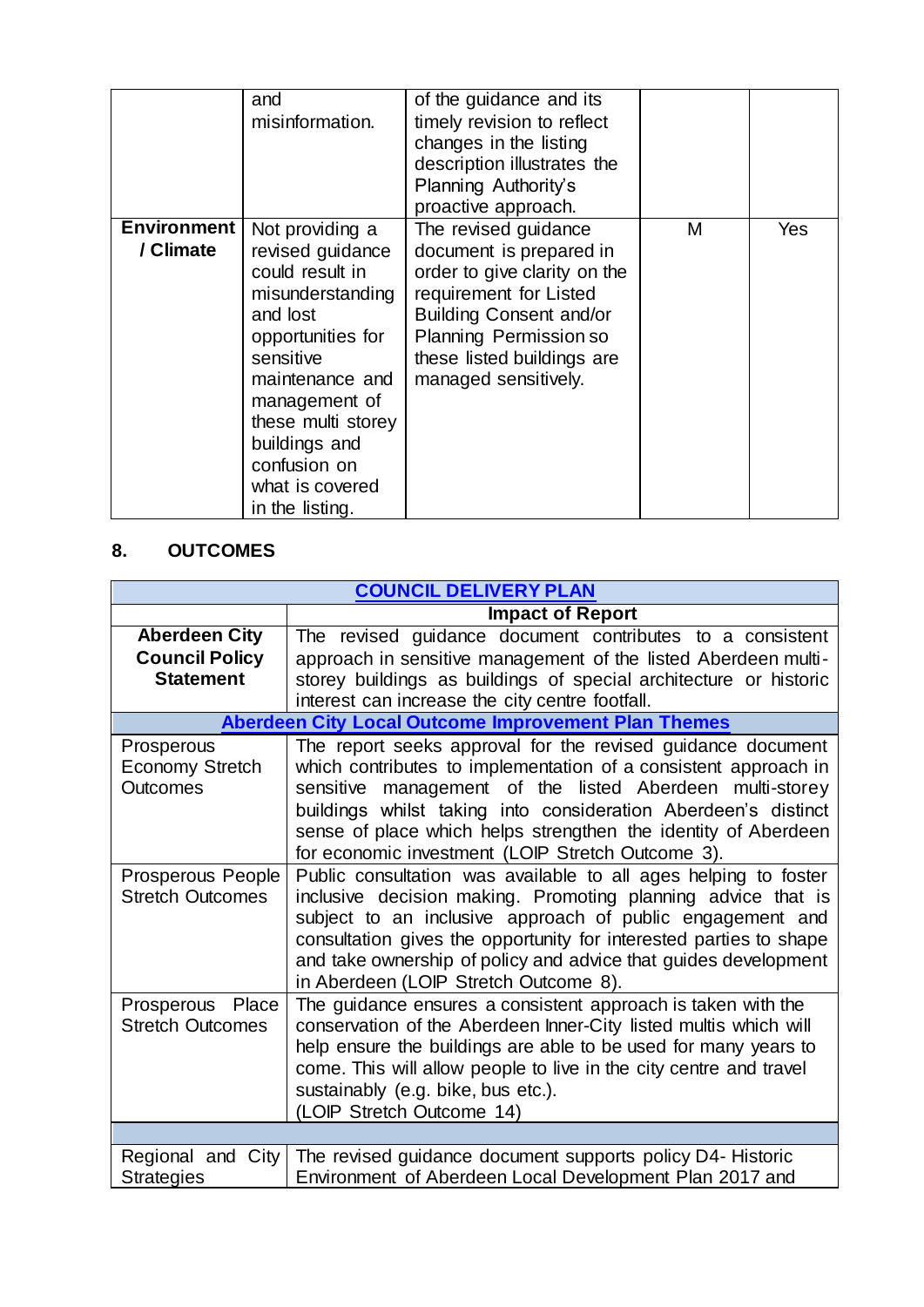| | | | | |
|---|---|---|---|---|
| | and misinformation. | of the guidance and its timely revision to reflect changes in the listing description illustrates the Planning Authority's proactive approach. | | |
| **Environment / Climate** | Not providing a revised guidance could result in misunderstanding and lost opportunities for sensitive maintenance and management of these multi storey buildings and confusion on what is covered in the listing. | The revised guidance document is prepared in order to give clarity on the requirement for Listed Building Consent and/or Planning Permission so these listed buildings are managed sensitively. | M | Yes |

## 8. OUTCOMES

| COUNCIL DELIVERY PLAN | |
|---|---|
| | **Impact of Report** |
| **Aberdeen City Council Policy Statement** | The revised guidance document contributes to a consistent approach in sensitive management of the listed Aberdeen multi-storey buildings as buildings of special architecture or historic interest can increase the city centre footfall. |
| **Aberdeen City Local Outcome Improvement Plan Themes** | |
| Prosperous Economy Stretch Outcomes | The report seeks approval for the revised guidance document which contributes to implementation of a consistent approach in sensitive management of the listed Aberdeen multi-storey buildings whilst taking into consideration Aberdeen's distinct sense of place which helps strengthen the identity of Aberdeen for economic investment (LOIP Stretch Outcome 3). |
| Prosperous People Stretch Outcomes | Public consultation was available to all ages helping to foster inclusive decision making. Promoting planning advice that is subject to an inclusive approach of public engagement and consultation gives the opportunity for interested parties to shape and take ownership of policy and advice that guides development in Aberdeen (LOIP Stretch Outcome 8). |
| Prosperous Place Stretch Outcomes | The guidance ensures a consistent approach is taken with the conservation of the Aberdeen Inner-City listed multis which will help ensure the buildings are able to be used for many years to come. This will allow people to live in the city centre and travel sustainably (e.g. bike, bus etc.). (LOIP Stretch Outcome 14) |
| | |
| Regional and City Strategies | The revised guidance document supports policy D4- Historic Environment of Aberdeen Local Development Plan 2017 and |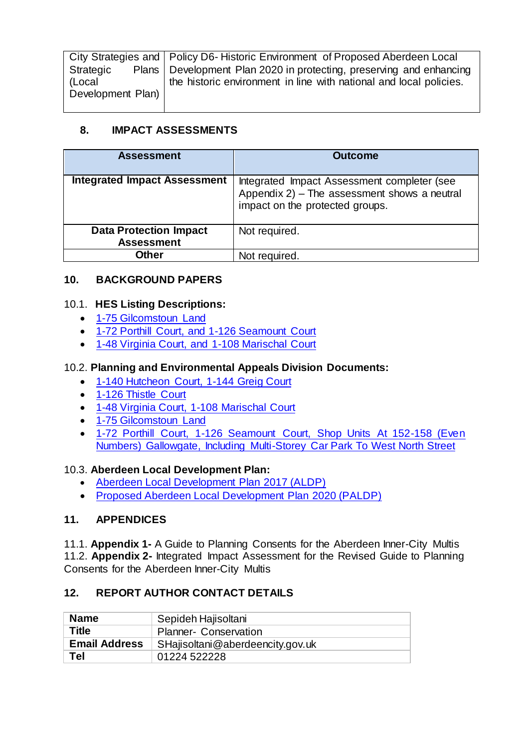| | |
|---|---|
| City Strategies and Strategic Plans (Local Development Plan) | Policy D6- Historic Environment of Proposed Aberdeen Local Development Plan 2020 in protecting, preserving and enhancing the historic environment in line with national and local policies. |

## 8. IMPACT ASSESSMENTS

| Assessment | Outcome |
|---|---|
| **Integrated Impact Assessment** | Integrated Impact Assessment completer (see Appendix 2) – The assessment shows a neutral impact on the protected groups. |
| **Data Protection Impact Assessment** | Not required. |
| **Other** | Not required. |

## 10. BACKGROUND PAPERS

10.1. **HES Listing Descriptions:**

- 1-75 Gilcomstoun Land
- 1-72 Porthill Court, and 1-126 Seamount Court
- 1-48 Virginia Court, and 1-108 Marischal Court

10.2. **Planning and Environmental Appeals Division Documents:**

- 1-140 Hutcheon Court, 1-144 Greig Court
- 1-126 Thistle Court
- 1-48 Virginia Court, 1-108 Marischal Court
- 1-75 Gilcomstoun Land
- 1-72 Porthill Court, 1-126 Seamount Court, Shop Units At 152-158 (Even Numbers) Gallowgate, Including Multi-Storey Car Park To West North Street

10.3. **Aberdeen Local Development Plan:**

- Aberdeen Local Development Plan 2017 (ALDP)
- Proposed Aberdeen Local Development Plan 2020 (PALDP)

## 11. APPENDICES

11.1. **Appendix 1-** A Guide to Planning Consents for the Aberdeen Inner-City Multis
11.2. **Appendix 2-** Integrated Impact Assessment for the Revised Guide to Planning Consents for the Aberdeen Inner-City Multis

## 12. REPORT AUTHOR CONTACT DETAILS

| | |
|---|---|
| **Name** | Sepideh Hajisoltani |
| **Title** | Planner- Conservation |
| **Email Address** | SHajisoltani@aberdeencity.gov.uk |
| **Tel** | 01224 522228 |